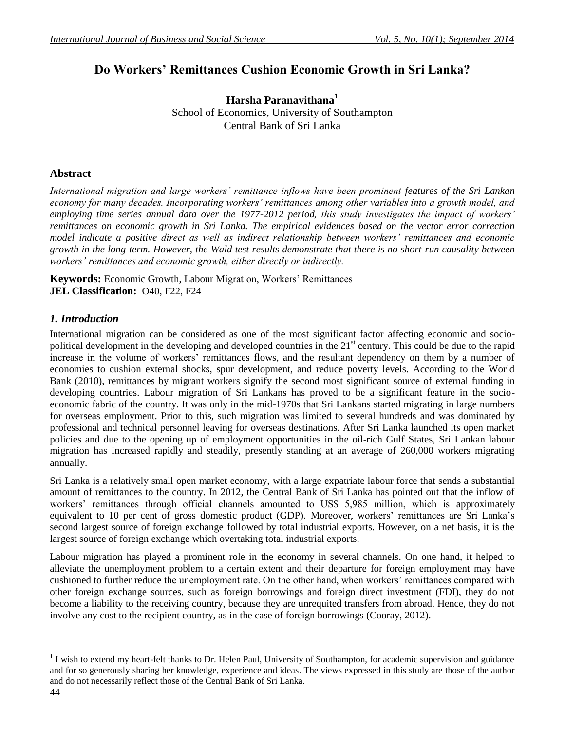# Do Workers' Remittances Cushion Economic Growth in Sri Lanka?

**Harsha Paranavithana**[1]
School of Economics, University of Southampton
Central Bank of Sri Lanka

## Abstract

*International migration and large workers' remittance inflows have been prominent features of the Sri Lankan economy for many decades. Incorporating workers' remittances among other variables into a growth model, and employing time series annual data over the 1977-2012 period, this study investigates the impact of workers' remittances on economic growth in Sri Lanka. The empirical evidences based on the vector error correction model indicate a positive direct as well as indirect relationship between workers' remittances and economic growth in the long-term. However, the Wald test results demonstrate that there is no short-run causality between workers' remittances and economic growth, either directly or indirectly.*

**Keywords:** Economic Growth, Labour Migration, Workers' Remittances
**JEL Classification:** O40, F22, F24

## *1. Introduction*

International migration can be considered as one of the most significant factor affecting economic and socio-political development in the developing and developed countries in the 21st century. This could be due to the rapid increase in the volume of workers' remittances flows, and the resultant dependency on them by a number of economies to cushion external shocks, spur development, and reduce poverty levels. According to the World Bank (2010), remittances by migrant workers signify the second most significant source of external funding in developing countries. Labour migration of Sri Lankans has proved to be a significant feature in the socio-economic fabric of the country. It was only in the mid-1970s that Sri Lankans started migrating in large numbers for overseas employment. Prior to this, such migration was limited to several hundreds and was dominated by professional and technical personnel leaving for overseas destinations. After Sri Lanka launched its open market policies and due to the opening up of employment opportunities in the oil-rich Gulf States, Sri Lankan labour migration has increased rapidly and steadily, presently standing at an average of 260,000 workers migrating annually.

Sri Lanka is a relatively small open market economy, with a large expatriate labour force that sends a substantial amount of remittances to the country. In 2012, the Central Bank of Sri Lanka has pointed out that the inflow of workers' remittances through official channels amounted to US$ 5,985 million, which is approximately equivalent to 10 per cent of gross domestic product (GDP). Moreover, workers' remittances are Sri Lanka's second largest source of foreign exchange followed by total industrial exports. However, on a net basis, it is the largest source of foreign exchange which overtaking total industrial exports.

Labour migration has played a prominent role in the economy in several channels. On one hand, it helped to alleviate the unemployment problem to a certain extent and their departure for foreign employment may have cushioned to further reduce the unemployment rate. On the other hand, when workers' remittances compared with other foreign exchange sources, such as foreign borrowings and foreign direct investment (FDI), they do not become a liability to the receiving country, because they are unrequited transfers from abroad. Hence, they do not involve any cost to the recipient country, as in the case of foreign borrowings (Cooray, 2012).

---

[1] I wish to extend my heart-felt thanks to Dr. Helen Paul, University of Southampton, for academic supervision and guidance and for so generously sharing her knowledge, experience and ideas. The views expressed in this study are those of the author and do not necessarily reflect those of the Central Bank of Sri Lanka.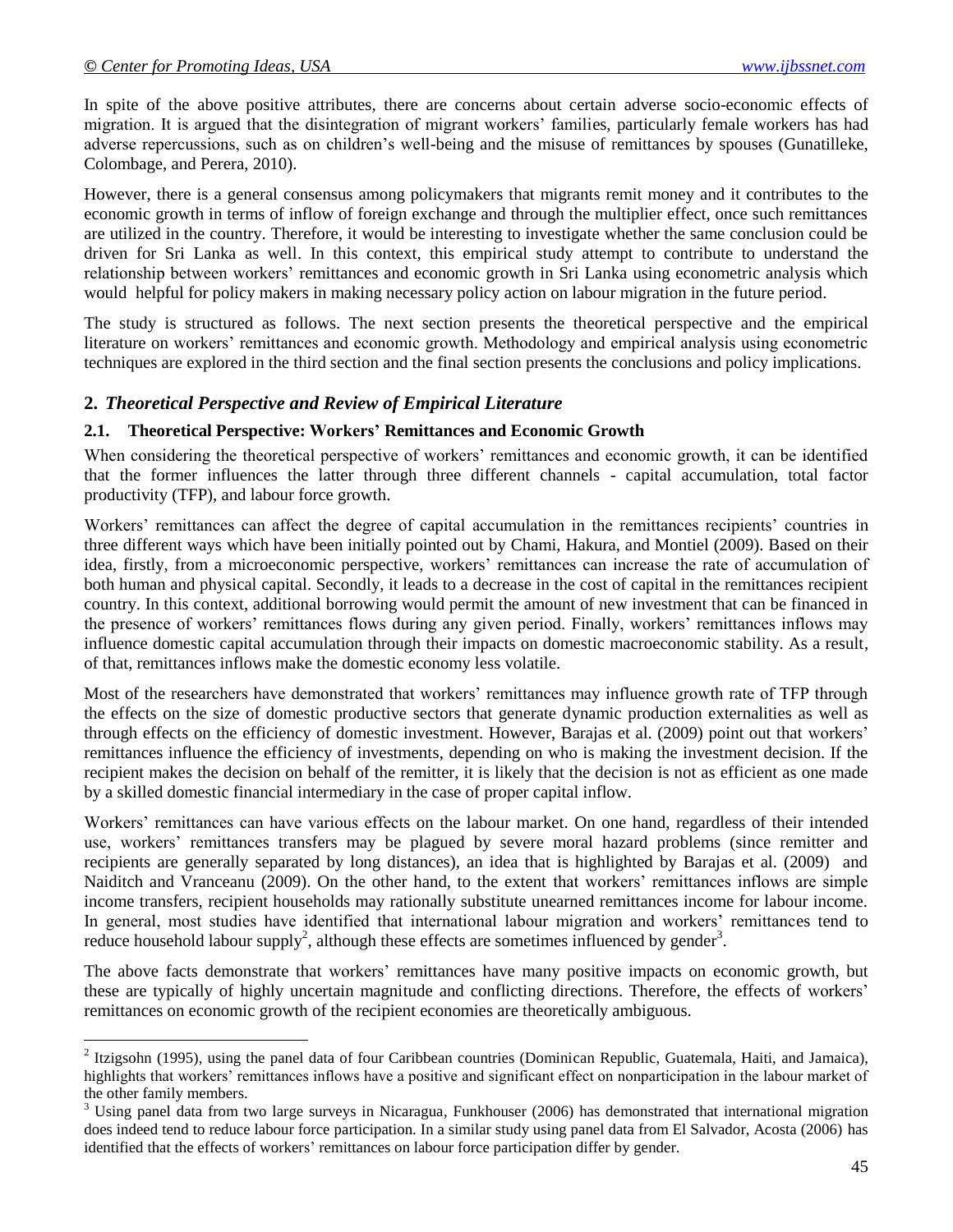In spite of the above positive attributes, there are concerns about certain adverse socio-economic effects of migration. It is argued that the disintegration of migrant workers' families, particularly female workers has had adverse repercussions, such as on children's well-being and the misuse of remittances by spouses (Gunatilleke, Colombage, and Perera, 2010).

However, there is a general consensus among policymakers that migrants remit money and it contributes to the economic growth in terms of inflow of foreign exchange and through the multiplier effect, once such remittances are utilized in the country. Therefore, it would be interesting to investigate whether the same conclusion could be driven for Sri Lanka as well. In this context, this empirical study attempt to contribute to understand the relationship between workers' remittances and economic growth in Sri Lanka using econometric analysis which would helpful for policy makers in making necessary policy action on labour migration in the future period.

The study is structured as follows. The next section presents the theoretical perspective and the empirical literature on workers' remittances and economic growth. Methodology and empirical analysis using econometric techniques are explored in the third section and the final section presents the conclusions and policy implications.

## 2. *Theoretical Perspective and Review of Empirical Literature*

### 2.1. Theoretical Perspective: Workers' Remittances and Economic Growth

When considering the theoretical perspective of workers' remittances and economic growth, it can be identified that the former influences the latter through three different channels - capital accumulation, total factor productivity (TFP), and labour force growth.

Workers' remittances can affect the degree of capital accumulation in the remittances recipients' countries in three different ways which have been initially pointed out by Chami, Hakura, and Montiel (2009). Based on their idea, firstly, from a microeconomic perspective, workers' remittances can increase the rate of accumulation of both human and physical capital. Secondly, it leads to a decrease in the cost of capital in the remittances recipient country. In this context, additional borrowing would permit the amount of new investment that can be financed in the presence of workers' remittances flows during any given period. Finally, workers' remittances inflows may influence domestic capital accumulation through their impacts on domestic macroeconomic stability. As a result, of that, remittances inflows make the domestic economy less volatile.

Most of the researchers have demonstrated that workers' remittances may influence growth rate of TFP through the effects on the size of domestic productive sectors that generate dynamic production externalities as well as through effects on the efficiency of domestic investment. However, Barajas et al. (2009) point out that workers' remittances influence the efficiency of investments, depending on who is making the investment decision. If the recipient makes the decision on behalf of the remitter, it is likely that the decision is not as efficient as one made by a skilled domestic financial intermediary in the case of proper capital inflow.

Workers' remittances can have various effects on the labour market. On one hand, regardless of their intended use, workers' remittances transfers may be plagued by severe moral hazard problems (since remitter and recipients are generally separated by long distances), an idea that is highlighted by Barajas et al. (2009) and Naiditch and Vranceanu (2009). On the other hand, to the extent that workers' remittances inflows are simple income transfers, recipient households may rationally substitute unearned remittances income for labour income. In general, most studies have identified that international labour migration and workers' remittances tend to reduce household labour supply[2], although these effects are sometimes influenced by gender[3].

The above facts demonstrate that workers' remittances have many positive impacts on economic growth, but these are typically of highly uncertain magnitude and conflicting directions. Therefore, the effects of workers' remittances on economic growth of the recipient economies are theoretically ambiguous.

---

[2] Itzigsohn (1995), using the panel data of four Caribbean countries (Dominican Republic, Guatemala, Haiti, and Jamaica), highlights that workers' remittances inflows have a positive and significant effect on nonparticipation in the labour market of the other family members.

[3] Using panel data from two large surveys in Nicaragua, Funkhouser (2006) has demonstrated that international migration does indeed tend to reduce labour force participation. In a similar study using panel data from El Salvador, Acosta (2006) has identified that the effects of workers' remittances on labour force participation differ by gender.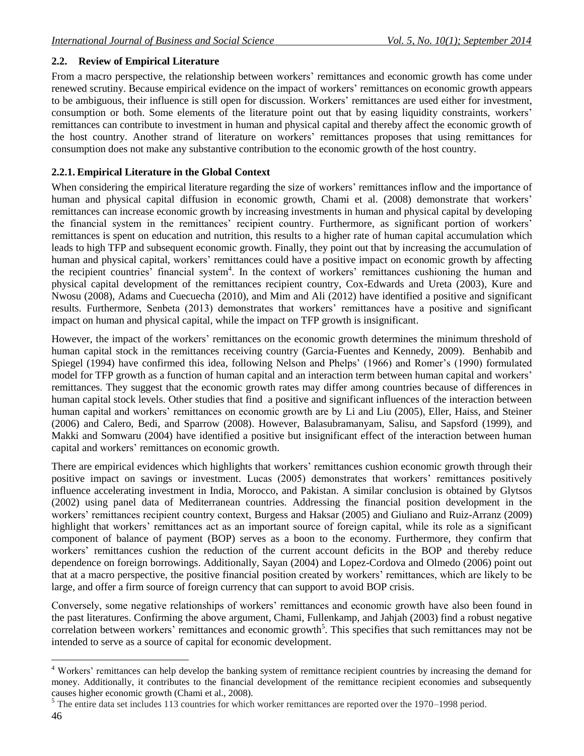## 2.2. Review of Empirical Literature

From a macro perspective, the relationship between workers' remittances and economic growth has come under renewed scrutiny. Because empirical evidence on the impact of workers' remittances on economic growth appears to be ambiguous, their influence is still open for discussion. Workers' remittances are used either for investment, consumption or both. Some elements of the literature point out that by easing liquidity constraints, workers' remittances can contribute to investment in human and physical capital and thereby affect the economic growth of the host country. Another strand of literature on workers' remittances proposes that using remittances for consumption does not make any substantive contribution to the economic growth of the host country.

### 2.2.1. Empirical Literature in the Global Context

When considering the empirical literature regarding the size of workers' remittances inflow and the importance of human and physical capital diffusion in economic growth, Chami et al. (2008) demonstrate that workers' remittances can increase economic growth by increasing investments in human and physical capital by developing the financial system in the remittances' recipient country. Furthermore, as significant portion of workers' remittances is spent on education and nutrition, this results to a higher rate of human capital accumulation which leads to high TFP and subsequent economic growth. Finally, they point out that by increasing the accumulation of human and physical capital, workers' remittances could have a positive impact on economic growth by affecting the recipient countries' financial system[4]. In the context of workers' remittances cushioning the human and physical capital development of the remittances recipient country, Cox-Edwards and Ureta (2003), Kure and Nwosu (2008), Adams and Cuecuecha (2010), and Mim and Ali (2012) have identified a positive and significant results. Furthermore, Senbeta (2013) demonstrates that workers' remittances have a positive and significant impact on human and physical capital, while the impact on TFP growth is insignificant.

However, the impact of the workers' remittances on the economic growth determines the minimum threshold of human capital stock in the remittances receiving country (Garcia-Fuentes and Kennedy, 2009). Benhabib and Spiegel (1994) have confirmed this idea, following Nelson and Phelps' (1966) and Romer's (1990) formulated model for TFP growth as a function of human capital and an interaction term between human capital and workers' remittances. They suggest that the economic growth rates may differ among countries because of differences in human capital stock levels. Other studies that find a positive and significant influences of the interaction between human capital and workers' remittances on economic growth are by Li and Liu (2005), Eller, Haiss, and Steiner (2006) and Calero, Bedi, and Sparrow (2008). However, Balasubramanyam, Salisu, and Sapsford (1999), and Makki and Somwaru (2004) have identified a positive but insignificant effect of the interaction between human capital and workers' remittances on economic growth.

There are empirical evidences which highlights that workers' remittances cushion economic growth through their positive impact on savings or investment. Lucas (2005) demonstrates that workers' remittances positively influence accelerating investment in India, Morocco, and Pakistan. A similar conclusion is obtained by Glytsos (2002) using panel data of Mediterranean countries. Addressing the financial position development in the workers' remittances recipient country context, Burgess and Haksar (2005) and Giuliano and Ruiz-Arranz (2009) highlight that workers' remittances act as an important source of foreign capital, while its role as a significant component of balance of payment (BOP) serves as a boon to the economy. Furthermore, they confirm that workers' remittances cushion the reduction of the current account deficits in the BOP and thereby reduce dependence on foreign borrowings. Additionally, Sayan (2004) and Lopez-Cordova and Olmedo (2006) point out that at a macro perspective, the positive financial position created by workers' remittances, which are likely to be large, and offer a firm source of foreign currency that can support to avoid BOP crisis.

Conversely, some negative relationships of workers' remittances and economic growth have also been found in the past literatures. Confirming the above argument, Chami, Fullenkamp, and Jahjah (2003) find a robust negative correlation between workers' remittances and economic growth[5]. This specifies that such remittances may not be intended to serve as a source of capital for economic development.

---

[4] Workers' remittances can help develop the banking system of remittance recipient countries by increasing the demand for money. Additionally, it contributes to the financial development of the remittance recipient economies and subsequently causes higher economic growth (Chami et al., 2008).

[5] The entire data set includes 113 countries for which worker remittances are reported over the 1970–1998 period.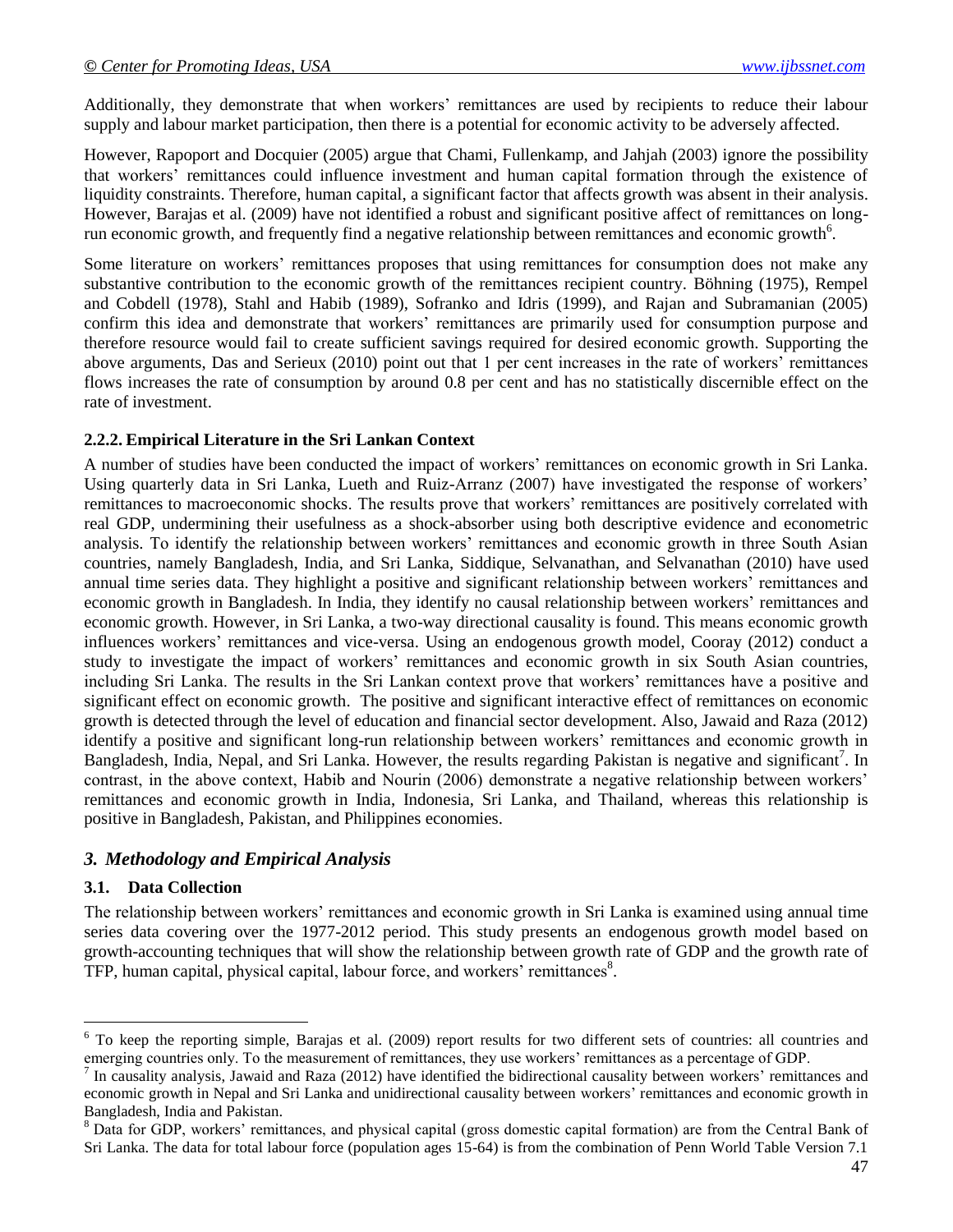Additionally, they demonstrate that when workers' remittances are used by recipients to reduce their labour supply and labour market participation, then there is a potential for economic activity to be adversely affected.

However, Rapoport and Docquier (2005) argue that Chami, Fullenkamp, and Jahjah (2003) ignore the possibility that workers' remittances could influence investment and human capital formation through the existence of liquidity constraints. Therefore, human capital, a significant factor that affects growth was absent in their analysis. However, Barajas et al. (2009) have not identified a robust and significant positive affect of remittances on long-run economic growth, and frequently find a negative relationship between remittances and economic growth[6].

Some literature on workers' remittances proposes that using remittances for consumption does not make any substantive contribution to the economic growth of the remittances recipient country. Böhning (1975), Rempel and Cobdell (1978), Stahl and Habib (1989), Sofranko and Idris (1999), and Rajan and Subramanian (2005) confirm this idea and demonstrate that workers' remittances are primarily used for consumption purpose and therefore resource would fail to create sufficient savings required for desired economic growth. Supporting the above arguments, Das and Serieux (2010) point out that 1 per cent increases in the rate of workers' remittances flows increases the rate of consumption by around 0.8 per cent and has no statistically discernible effect on the rate of investment.

### 2.2.2. Empirical Literature in the Sri Lankan Context

A number of studies have been conducted the impact of workers' remittances on economic growth in Sri Lanka. Using quarterly data in Sri Lanka, Lueth and Ruiz-Arranz (2007) have investigated the response of workers' remittances to macroeconomic shocks. The results prove that workers' remittances are positively correlated with real GDP, undermining their usefulness as a shock-absorber using both descriptive evidence and econometric analysis. To identify the relationship between workers' remittances and economic growth in three South Asian countries, namely Bangladesh, India, and Sri Lanka, Siddique, Selvanathan, and Selvanathan (2010) have used annual time series data. They highlight a positive and significant relationship between workers' remittances and economic growth in Bangladesh. In India, they identify no causal relationship between workers' remittances and economic growth. However, in Sri Lanka, a two-way directional causality is found. This means economic growth influences workers' remittances and vice-versa. Using an endogenous growth model, Cooray (2012) conduct a study to investigate the impact of workers' remittances and economic growth in six South Asian countries, including Sri Lanka. The results in the Sri Lankan context prove that workers' remittances have a positive and significant effect on economic growth. The positive and significant interactive effect of remittances on economic growth is detected through the level of education and financial sector development. Also, Jawaid and Raza (2012) identify a positive and significant long-run relationship between workers' remittances and economic growth in Bangladesh, India, Nepal, and Sri Lanka. However, the results regarding Pakistan is negative and significant[7]. In contrast, in the above context, Habib and Nourin (2006) demonstrate a negative relationship between workers' remittances and economic growth in India, Indonesia, Sri Lanka, and Thailand, whereas this relationship is positive in Bangladesh, Pakistan, and Philippines economies.

## *3. Methodology and Empirical Analysis*

### 3.1. Data Collection

The relationship between workers' remittances and economic growth in Sri Lanka is examined using annual time series data covering over the 1977-2012 period. This study presents an endogenous growth model based on growth-accounting techniques that will show the relationship between growth rate of GDP and the growth rate of TFP, human capital, physical capital, labour force, and workers' remittances[8].

---

[6] To keep the reporting simple, Barajas et al. (2009) report results for two different sets of countries: all countries and emerging countries only. To the measurement of remittances, they use workers' remittances as a percentage of GDP.

[7] In causality analysis, Jawaid and Raza (2012) have identified the bidirectional causality between workers' remittances and economic growth in Nepal and Sri Lanka and unidirectional causality between workers' remittances and economic growth in Bangladesh, India and Pakistan.

[8] Data for GDP, workers' remittances, and physical capital (gross domestic capital formation) are from the Central Bank of Sri Lanka. The data for total labour force (population ages 15-64) is from the combination of Penn World Table Version 7.1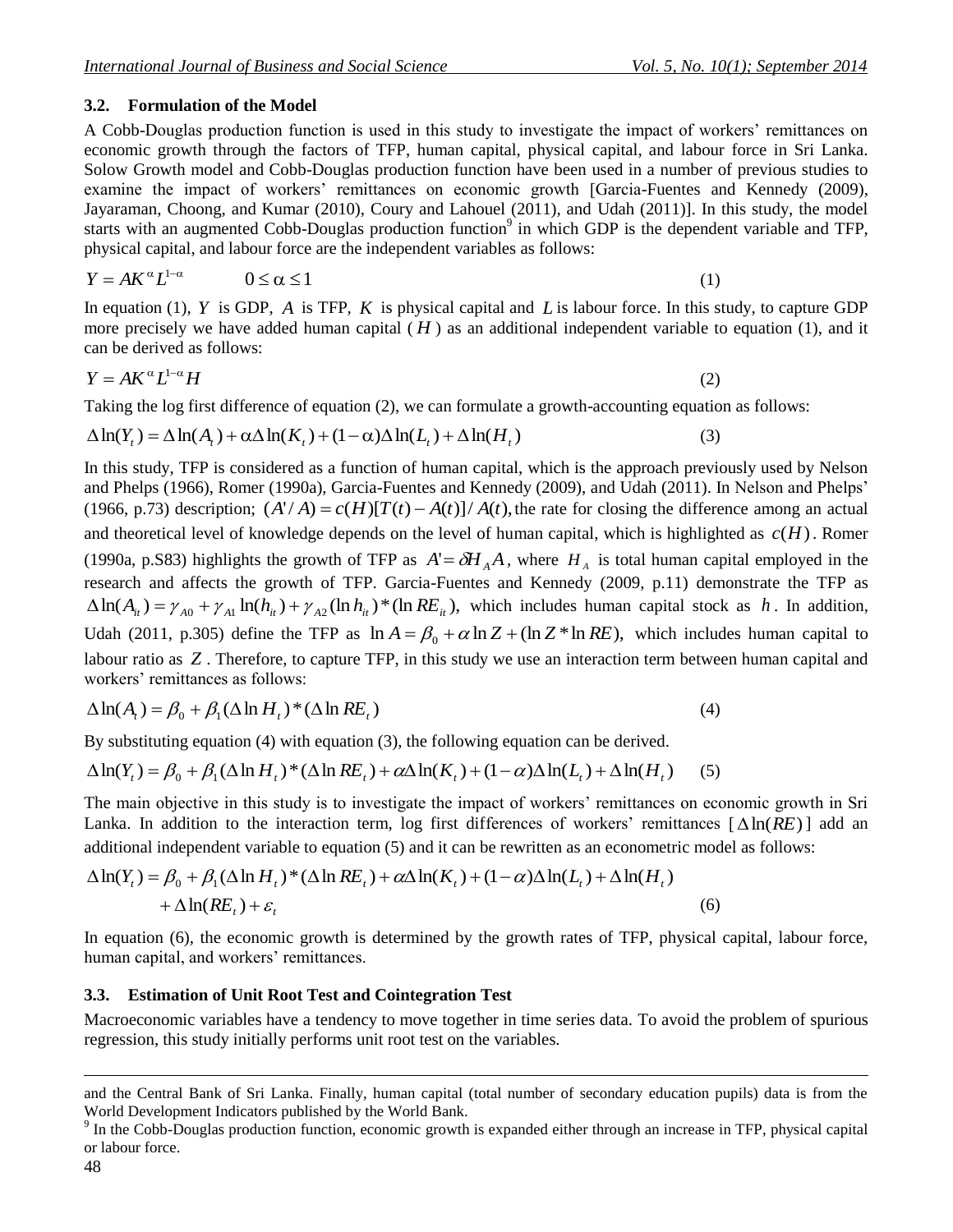### 3.2. Formulation of the Model

A Cobb-Douglas production function is used in this study to investigate the impact of workers' remittances on economic growth through the factors of TFP, human capital, physical capital, and labour force in Sri Lanka. Solow Growth model and Cobb-Douglas production function have been used in a number of previous studies to examine the impact of workers' remittances on economic growth [Garcia-Fuentes and Kennedy (2009), Jayaraman, Choong, and Kumar (2010), Coury and Lahouel (2011), and Udah (2011)]. In this study, the model starts with an augmented Cobb-Douglas production function[9] in which GDP is the dependent variable and TFP, physical capital, and labour force are the independent variables as follows:

$$Y = AK^{\alpha}L^{1-\alpha} \qquad 0 \leq \alpha \leq 1 \tag{1}$$

In equation (1), $Y$ is GDP, $A$ is TFP, $K$ is physical capital and $L$ is labour force. In this study, to capture GDP more precisely we have added human capital ($H$) as an additional independent variable to equation (1), and it can be derived as follows:

$$Y = AK^{\alpha}L^{1-\alpha}H \tag{2}$$

Taking the log first difference of equation (2), we can formulate a growth-accounting equation as follows:

$$\Delta\ln(Y_t) = \Delta\ln(A_t) + \alpha\Delta\ln(K_t) + (1-\alpha)\Delta\ln(L_t) + \Delta\ln(H_t) \tag{3}$$

In this study, TFP is considered as a function of human capital, which is the approach previously used by Nelson and Phelps (1966), Romer (1990a), Garcia-Fuentes and Kennedy (2009), and Udah (2011). In Nelson and Phelps' (1966, p.73) description; $(A'/A) = c(H)[T(t) - A(t)]/A(t)$, the rate for closing the difference among an actual and theoretical level of knowledge depends on the level of human capital, which is highlighted as $c(H)$. Romer (1990a, p.S83) highlights the growth of TFP as $A' = \delta H_A A$, where $H_A$ is total human capital employed in the research and affects the growth of TFP. Garcia-Fuentes and Kennedy (2009, p.11) demonstrate the TFP as $\Delta\ln(A_{it}) = \gamma_{A0} + \gamma_{A1}\ln(h_{it}) + \gamma_{A2}(\ln h_{it}) * (\ln RE_{it}),$ which includes human capital stock as $h$. In addition, Udah (2011, p.305) define the TFP as $\ln A = \beta_0 + \alpha\ln Z + (\ln Z * \ln RE),$ which includes human capital to labour ratio as $Z$. Therefore, to capture TFP, in this study we use an interaction term between human capital and workers' remittances as follows:

$$\Delta\ln(A_t) = \beta_0 + \beta_1(\Delta\ln H_t) * (\Delta\ln RE_t) \tag{4}$$

By substituting equation (4) with equation (3), the following equation can be derived.

$$\Delta\ln(Y_t) = \beta_0 + \beta_1(\Delta\ln H_t) * (\Delta\ln RE_t) + \alpha\Delta\ln(K_t) + (1-\alpha)\Delta\ln(L_t) + \Delta\ln(H_t) \tag{5}$$

The main objective in this study is to investigate the impact of workers' remittances on economic growth in Sri Lanka. In addition to the interaction term, log first differences of workers' remittances [$\Delta\ln(RE)$] add an additional independent variable to equation (5) and it can be rewritten as an econometric model as follows:

$$\begin{aligned}\Delta\ln(Y_t) = \beta_0 &+ \beta_1(\Delta\ln H_t) * (\Delta\ln RE_t) + \alpha\Delta\ln(K_t) + (1-\alpha)\Delta\ln(L_t) + \Delta\ln(H_t) \\ &+ \Delta\ln(RE_t) + \varepsilon_t \end{aligned} \tag{6}$$

In equation (6), the economic growth is determined by the growth rates of TFP, physical capital, labour force, human capital, and workers' remittances.

### 3.3. Estimation of Unit Root Test and Cointegration Test

Macroeconomic variables have a tendency to move together in time series data. To avoid the problem of spurious regression, this study initially performs unit root test on the variables.

---

and the Central Bank of Sri Lanka. Finally, human capital (total number of secondary education pupils) data is from the World Development Indicators published by the World Bank.

[9] In the Cobb-Douglas production function, economic growth is expanded either through an increase in TFP, physical capital or labour force.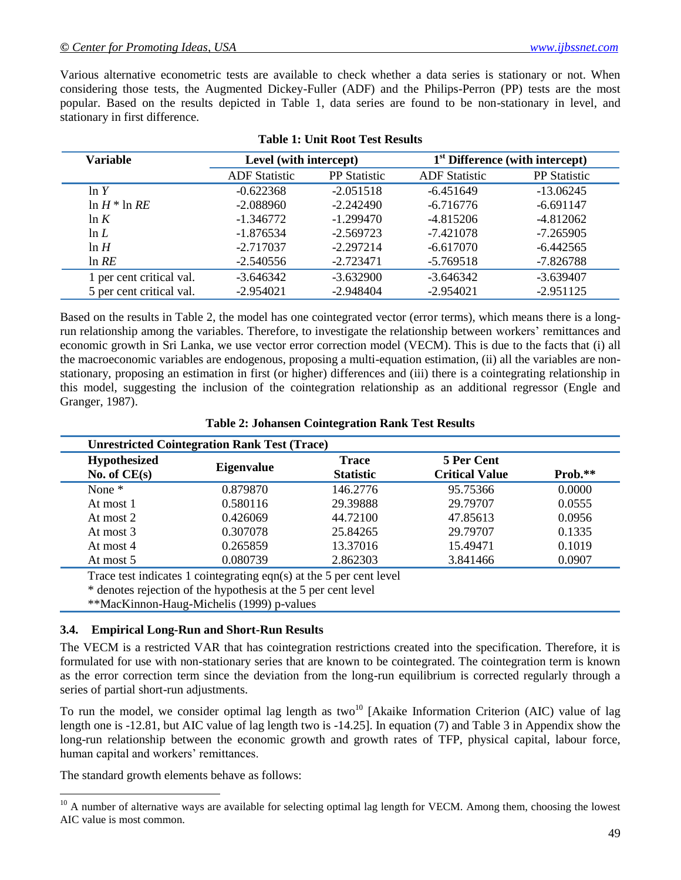Various alternative econometric tests are available to check whether a data series is stationary or not. When considering those tests, the Augmented Dickey-Fuller (ADF) and the Philips-Perron (PP) tests are the most popular. Based on the results depicted in Table 1, data series are found to be non-stationary in level, and stationary in first difference.

**Table 1: Unit Root Test Results**

| Variable | Level (with intercept) | | 1[st] Difference (with intercept) | |
|---|---|---|---|---|
| | ADF Statistic | PP Statistic | ADF Statistic | PP Statistic |
| $\ln Y$ | -0.622368 | -2.051518 | -6.451649 | -13.06245 |
| $\ln H * \ln RE$ | -2.088960 | -2.242490 | -6.716776 | -6.691147 |
| $\ln K$ | -1.346772 | -1.299470 | -4.815206 | -4.812062 |
| $\ln L$ | -1.876534 | -2.569723 | -7.421078 | -7.265905 |
| $\ln H$ | -2.717037 | -2.297214 | -6.617070 | -6.442565 |
| $\ln RE$ | -2.540556 | -2.723471 | -5.769518 | -7.826788 |
| 1 per cent critical val. | -3.646342 | -3.632900 | -3.646342 | -3.639407 |
| 5 per cent critical val. | -2.954021 | -2.948404 | -2.954021 | -2.951125 |

Based on the results in Table 2, the model has one cointegrated vector (error terms), which means there is a long-run relationship among the variables. Therefore, to investigate the relationship between workers' remittances and economic growth in Sri Lanka, we use vector error correction model (VECM). This is due to the facts that (i) all the macroeconomic variables are endogenous, proposing a multi-equation estimation, (ii) all the variables are non-stationary, proposing an estimation in first (or higher) differences and (iii) there is a cointegrating relationship in this model, suggesting the inclusion of the cointegration relationship as an additional regressor (Engle and Granger, 1987).

**Table 2: Johansen Cointegration Rank Test Results**

| Unrestricted Cointegration Rank Test (Trace) | | | | |
|---|---|---|---|---|
| Hypothesized No. of CE(s) | Eigenvalue | Trace Statistic | 5 Per Cent Critical Value | Prob.** |
| None * | 0.879870 | 146.2776 | 95.75366 | 0.0000 |
| At most 1 | 0.580116 | 29.39888 | 29.79707 | 0.0555 |
| At most 2 | 0.426069 | 44.72100 | 47.85613 | 0.0956 |
| At most 3 | 0.307078 | 25.84265 | 29.79707 | 0.1335 |
| At most 4 | 0.265859 | 13.37016 | 15.49471 | 0.1019 |
| At most 5 | 0.080739 | 2.862303 | 3.841466 | 0.0907 |

Trace test indicates 1 cointegrating eqn(s) at the 5 per cent level
* denotes rejection of the hypothesis at the 5 per cent level
**MacKinnon-Haug-Michelis (1999) p-values

### 3.4. Empirical Long-Run and Short-Run Results

The VECM is a restricted VAR that has cointegration restrictions created into the specification. Therefore, it is formulated for use with non-stationary series that are known to be cointegrated. The cointegration term is known as the error correction term since the deviation from the long-run equilibrium is corrected regularly through a series of partial short-run adjustments.

To run the model, we consider optimal lag length as two[10] [Akaike Information Criterion (AIC) value of lag length one is -12.81, but AIC value of lag length two is -14.25]. In equation (7) and Table 3 in Appendix show the long-run relationship between the economic growth and growth rates of TFP, physical capital, labour force, human capital and workers' remittances.

The standard growth elements behave as follows:

[10] A number of alternative ways are available for selecting optimal lag length for VECM. Among them, choosing the lowest AIC value is most common.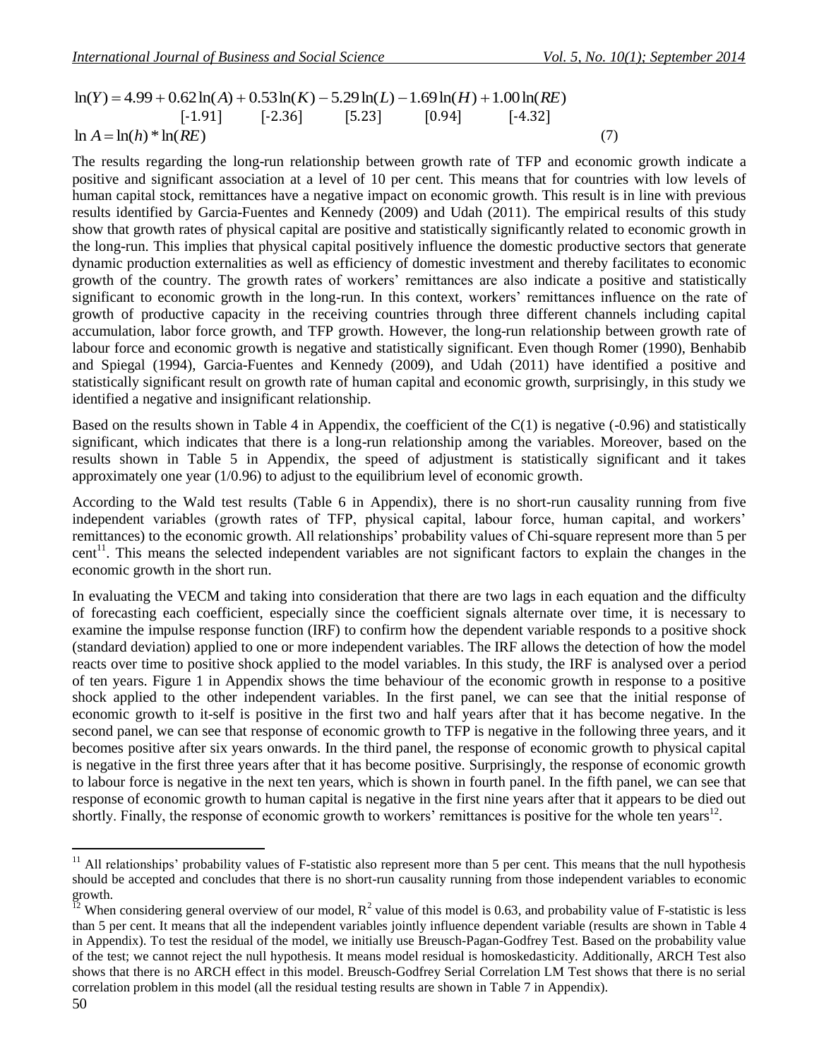$$\ln(Y) = 4.99 + 0.62\ln(A) + 0.53\ln(K) - 5.29\ln(L) - 1.69\ln(H) + 1.00\ln(RE)$$

$$[-1.91] \quad [-2.36] \quad [5.23] \quad [0.94] \quad [-4.32]$$

$$\ln A = \ln(h) * \ln(RE) \tag{7}$$

The results regarding the long-run relationship between growth rate of TFP and economic growth indicate a positive and significant association at a level of 10 per cent. This means that for countries with low levels of human capital stock, remittances have a negative impact on economic growth. This result is in line with previous results identified by Garcia-Fuentes and Kennedy (2009) and Udah (2011). The empirical results of this study show that growth rates of physical capital are positive and statistically significantly related to economic growth in the long-run. This implies that physical capital positively influence the domestic productive sectors that generate dynamic production externalities as well as efficiency of domestic investment and thereby facilitates to economic growth of the country. The growth rates of workers' remittances are also indicate a positive and statistically significant to economic growth in the long-run. In this context, workers' remittances influence on the rate of growth of productive capacity in the receiving countries through three different channels including capital accumulation, labor force growth, and TFP growth. However, the long-run relationship between growth rate of labour force and economic growth is negative and statistically significant. Even though Romer (1990), Benhabib and Spiegal (1994), Garcia-Fuentes and Kennedy (2009), and Udah (2011) have identified a positive and statistically significant result on growth rate of human capital and economic growth, surprisingly, in this study we identified a negative and insignificant relationship.

Based on the results shown in Table 4 in Appendix, the coefficient of the C(1) is negative (-0.96) and statistically significant, which indicates that there is a long-run relationship among the variables. Moreover, based on the results shown in Table 5 in Appendix, the speed of adjustment is statistically significant and it takes approximately one year (1/0.96) to adjust to the equilibrium level of economic growth.

According to the Wald test results (Table 6 in Appendix), there is no short-run causality running from five independent variables (growth rates of TFP, physical capital, labour force, human capital, and workers' remittances) to the economic growth. All relationships' probability values of Chi-square represent more than 5 per cent[11]. This means the selected independent variables are not significant factors to explain the changes in the economic growth in the short run.

In evaluating the VECM and taking into consideration that there are two lags in each equation and the difficulty of forecasting each coefficient, especially since the coefficient signals alternate over time, it is necessary to examine the impulse response function (IRF) to confirm how the dependent variable responds to a positive shock (standard deviation) applied to one or more independent variables. The IRF allows the detection of how the model reacts over time to positive shock applied to the model variables. In this study, the IRF is analysed over a period of ten years. Figure 1 in Appendix shows the time behaviour of the economic growth in response to a positive shock applied to the other independent variables. In the first panel, we can see that the initial response of economic growth to it-self is positive in the first two and half years after that it has become negative. In the second panel, we can see that response of economic growth to TFP is negative in the following three years, and it becomes positive after six years onwards. In the third panel, the response of economic growth to physical capital is negative in the first three years after that it has become positive. Surprisingly, the response of economic growth to labour force is negative in the next ten years, which is shown in fourth panel. In the fifth panel, we can see that response of economic growth to human capital is negative in the first nine years after that it appears to be died out shortly. Finally, the response of economic growth to workers' remittances is positive for the whole ten years[12].

---

[11] All relationships' probability values of F-statistic also represent more than 5 per cent. This means that the null hypothesis should be accepted and concludes that there is no short-run causality running from those independent variables to economic growth.

[12] When considering general overview of our model, $R^2$ value of this model is 0.63, and probability value of F-statistic is less than 5 per cent. It means that all the independent variables jointly influence dependent variable (results are shown in Table 4 in Appendix). To test the residual of the model, we initially use Breusch-Pagan-Godfrey Test. Based on the probability value of the test; we cannot reject the null hypothesis. It means model residual is homoskedasticity. Additionally, ARCH Test also shows that there is no ARCH effect in this model. Breusch-Godfrey Serial Correlation LM Test shows that there is no serial correlation problem in this model (all the residual testing results are shown in Table 7 in Appendix).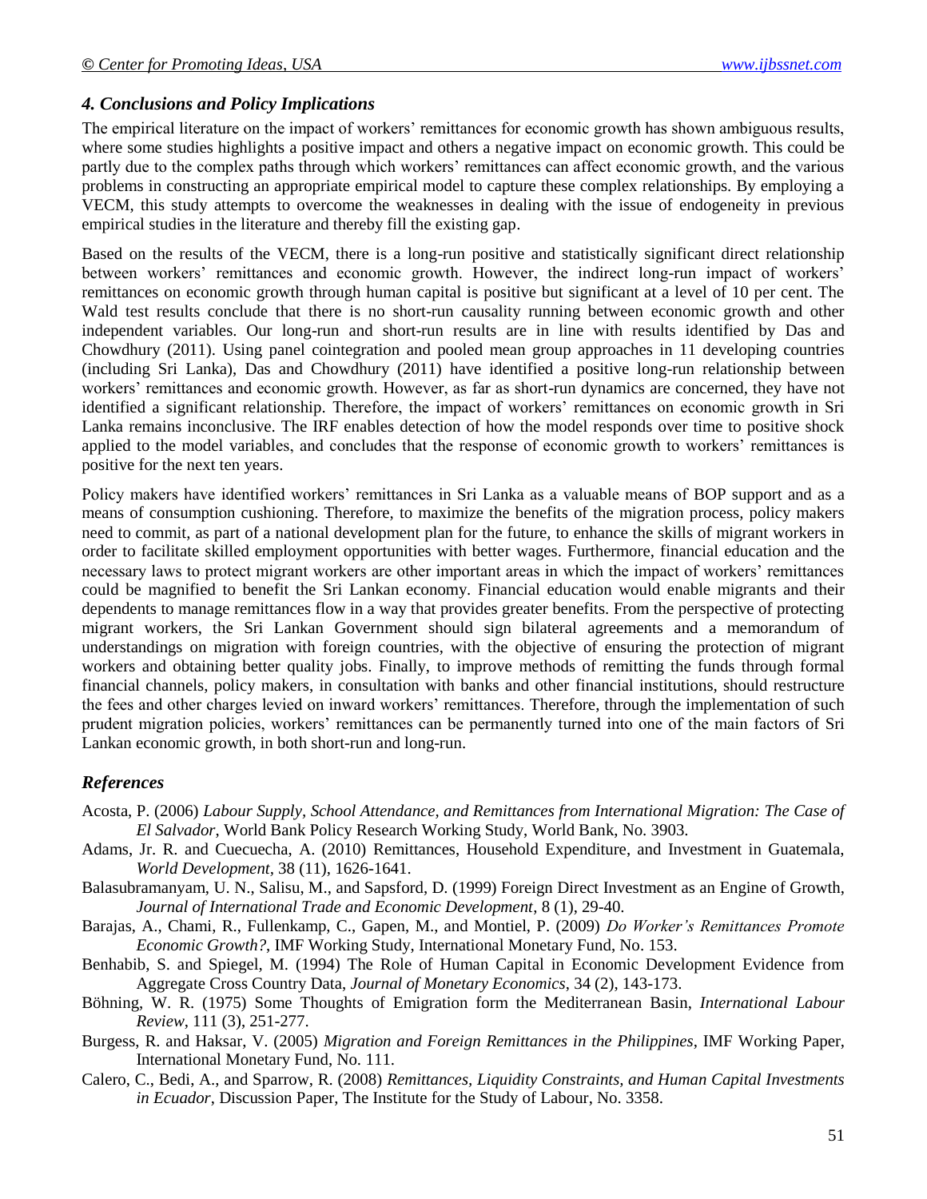### *4. Conclusions and Policy Implications*

The empirical literature on the impact of workers' remittances for economic growth has shown ambiguous results, where some studies highlights a positive impact and others a negative impact on economic growth. This could be partly due to the complex paths through which workers' remittances can affect economic growth, and the various problems in constructing an appropriate empirical model to capture these complex relationships. By employing a VECM, this study attempts to overcome the weaknesses in dealing with the issue of endogeneity in previous empirical studies in the literature and thereby fill the existing gap.

Based on the results of the VECM, there is a long-run positive and statistically significant direct relationship between workers' remittances and economic growth. However, the indirect long-run impact of workers' remittances on economic growth through human capital is positive but significant at a level of 10 per cent. The Wald test results conclude that there is no short-run causality running between economic growth and other independent variables. Our long-run and short-run results are in line with results identified by Das and Chowdhury (2011). Using panel cointegration and pooled mean group approaches in 11 developing countries (including Sri Lanka), Das and Chowdhury (2011) have identified a positive long-run relationship between workers' remittances and economic growth. However, as far as short-run dynamics are concerned, they have not identified a significant relationship. Therefore, the impact of workers' remittances on economic growth in Sri Lanka remains inconclusive. The IRF enables detection of how the model responds over time to positive shock applied to the model variables, and concludes that the response of economic growth to workers' remittances is positive for the next ten years.

Policy makers have identified workers' remittances in Sri Lanka as a valuable means of BOP support and as a means of consumption cushioning. Therefore, to maximize the benefits of the migration process, policy makers need to commit, as part of a national development plan for the future, to enhance the skills of migrant workers in order to facilitate skilled employment opportunities with better wages. Furthermore, financial education and the necessary laws to protect migrant workers are other important areas in which the impact of workers' remittances could be magnified to benefit the Sri Lankan economy. Financial education would enable migrants and their dependents to manage remittances flow in a way that provides greater benefits. From the perspective of protecting migrant workers, the Sri Lankan Government should sign bilateral agreements and a memorandum of understandings on migration with foreign countries, with the objective of ensuring the protection of migrant workers and obtaining better quality jobs. Finally, to improve methods of remitting the funds through formal financial channels, policy makers, in consultation with banks and other financial institutions, should restructure the fees and other charges levied on inward workers' remittances. Therefore, through the implementation of such prudent migration policies, workers' remittances can be permanently turned into one of the main factors of Sri Lankan economic growth, in both short-run and long-run.

### *References*

Acosta, P. (2006) *Labour Supply, School Attendance, and Remittances from International Migration: The Case of El Salvador*, World Bank Policy Research Working Study, World Bank, No. 3903.

Adams, Jr. R. and Cuecuecha, A. (2010) Remittances, Household Expenditure, and Investment in Guatemala, *World Development*, 38 (11), 1626-1641.

Balasubramanyam, U. N., Salisu, M., and Sapsford, D. (1999) Foreign Direct Investment as an Engine of Growth, *Journal of International Trade and Economic Development*, 8 (1), 29-40.

Barajas, A., Chami, R., Fullenkamp, C., Gapen, M., and Montiel, P. (2009) *Do Worker's Remittances Promote Economic Growth?*, IMF Working Study, International Monetary Fund, No. 153.

Benhabib, S. and Spiegel, M. (1994) The Role of Human Capital in Economic Development Evidence from Aggregate Cross Country Data, *Journal of Monetary Economics*, 34 (2), 143-173.

Böhning, W. R. (1975) Some Thoughts of Emigration form the Mediterranean Basin, *International Labour Review*, 111 (3), 251-277.

Burgess, R. and Haksar, V. (2005) *Migration and Foreign Remittances in the Philippines*, IMF Working Paper, International Monetary Fund, No. 111.

Calero, C., Bedi, A., and Sparrow, R. (2008) *Remittances, Liquidity Constraints, and Human Capital Investments in Ecuador*, Discussion Paper, The Institute for the Study of Labour, No. 3358.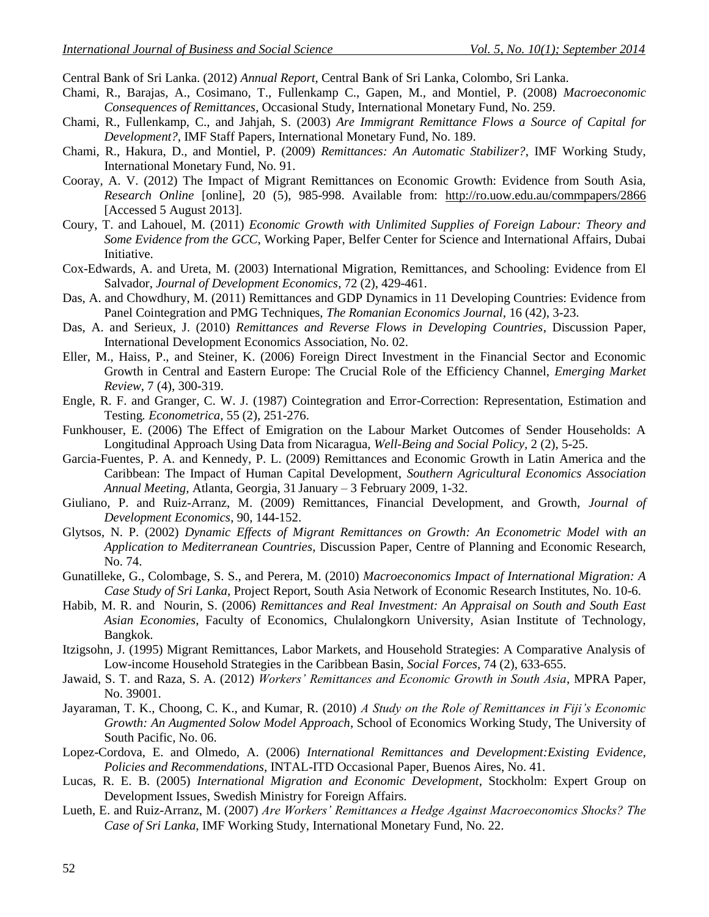Central Bank of Sri Lanka. (2012) *Annual Report*, Central Bank of Sri Lanka, Colombo, Sri Lanka.

Chami, R., Barajas, A., Cosimano, T., Fullenkamp C., Gapen, M., and Montiel, P. (2008) *Macroeconomic Consequences of Remittances*, Occasional Study, International Monetary Fund, No. 259.

Chami, R., Fullenkamp, C., and Jahjah, S. (2003) *Are Immigrant Remittance Flows a Source of Capital for Development?*, IMF Staff Papers, International Monetary Fund, No. 189.

Chami, R., Hakura, D., and Montiel, P. (2009) *Remittances: An Automatic Stabilizer?*, IMF Working Study, International Monetary Fund, No. 91.

Cooray, A. V. (2012) The Impact of Migrant Remittances on Economic Growth: Evidence from South Asia, *Research Online* [online], 20 (5), 985-998. Available from: http://ro.uow.edu.au/commpapers/2866 [Accessed 5 August 2013].

Coury, T. and Lahouel, M. (2011) *Economic Growth with Unlimited Supplies of Foreign Labour: Theory and Some Evidence from the GCC*, Working Paper, Belfer Center for Science and International Affairs, Dubai Initiative.

Cox-Edwards, A. and Ureta, M. (2003) International Migration, Remittances, and Schooling: Evidence from El Salvador, *Journal of Development Economics*, 72 (2), 429-461.

Das, A. and Chowdhury, M. (2011) Remittances and GDP Dynamics in 11 Developing Countries: Evidence from Panel Cointegration and PMG Techniques, *The Romanian Economics Journal*, 16 (42), 3-23.

Das, A. and Serieux, J. (2010) *Remittances and Reverse Flows in Developing Countries*, Discussion Paper, International Development Economics Association, No. 02.

Eller, M., Haiss, P., and Steiner, K. (2006) Foreign Direct Investment in the Financial Sector and Economic Growth in Central and Eastern Europe: The Crucial Role of the Efficiency Channel, *Emerging Market Review*, 7 (4), 300-319.

Engle, R. F. and Granger, C. W. J. (1987) Cointegration and Error-Correction: Representation, Estimation and Testing. *Econometrica*, 55 (2), 251-276.

Funkhouser, E. (2006) The Effect of Emigration on the Labour Market Outcomes of Sender Households: A Longitudinal Approach Using Data from Nicaragua, *Well-Being and Social Policy*, 2 (2), 5-25.

Garcia-Fuentes, P. A. and Kennedy, P. L. (2009) Remittances and Economic Growth in Latin America and the Caribbean: The Impact of Human Capital Development, *Southern Agricultural Economics Association Annual Meeting*, Atlanta, Georgia, 31 January – 3 February 2009, 1-32.

Giuliano, P. and Ruiz-Arranz, M. (2009) Remittances, Financial Development, and Growth, *Journal of Development Economics*, 90, 144-152.

Glytsos, N. P. (2002) *Dynamic Effects of Migrant Remittances on Growth: An Econometric Model with an Application to Mediterranean Countries*, Discussion Paper, Centre of Planning and Economic Research, No. 74.

Gunatilleke, G., Colombage, S. S., and Perera, M. (2010) *Macroeconomics Impact of International Migration: A Case Study of Sri Lanka*, Project Report, South Asia Network of Economic Research Institutes, No. 10-6.

Habib, M. R. and Nourin, S. (2006) *Remittances and Real Investment: An Appraisal on South and South East Asian Economies*, Faculty of Economics, Chulalongkorn University, Asian Institute of Technology, Bangkok.

Itzigsohn, J. (1995) Migrant Remittances, Labor Markets, and Household Strategies: A Comparative Analysis of Low-income Household Strategies in the Caribbean Basin, *Social Forces*, 74 (2), 633-655.

Jawaid, S. T. and Raza, S. A. (2012) *Workers' Remittances and Economic Growth in South Asia*, MPRA Paper, No. 39001.

Jayaraman, T. K., Choong, C. K., and Kumar, R. (2010) *A Study on the Role of Remittances in Fiji's Economic Growth: An Augmented Solow Model Approach*, School of Economics Working Study, The University of South Pacific, No. 06.

Lopez-Cordova, E. and Olmedo, A. (2006) *International Remittances and Development:Existing Evidence, Policies and Recommendations*, INTAL-ITD Occasional Paper, Buenos Aires, No. 41.

Lucas, R. E. B. (2005) *International Migration and Economic Development*, Stockholm: Expert Group on Development Issues, Swedish Ministry for Foreign Affairs.

Lueth, E. and Ruiz-Arranz, M. (2007) *Are Workers' Remittances a Hedge Against Macroeconomics Shocks? The Case of Sri Lanka*, IMF Working Study, International Monetary Fund, No. 22.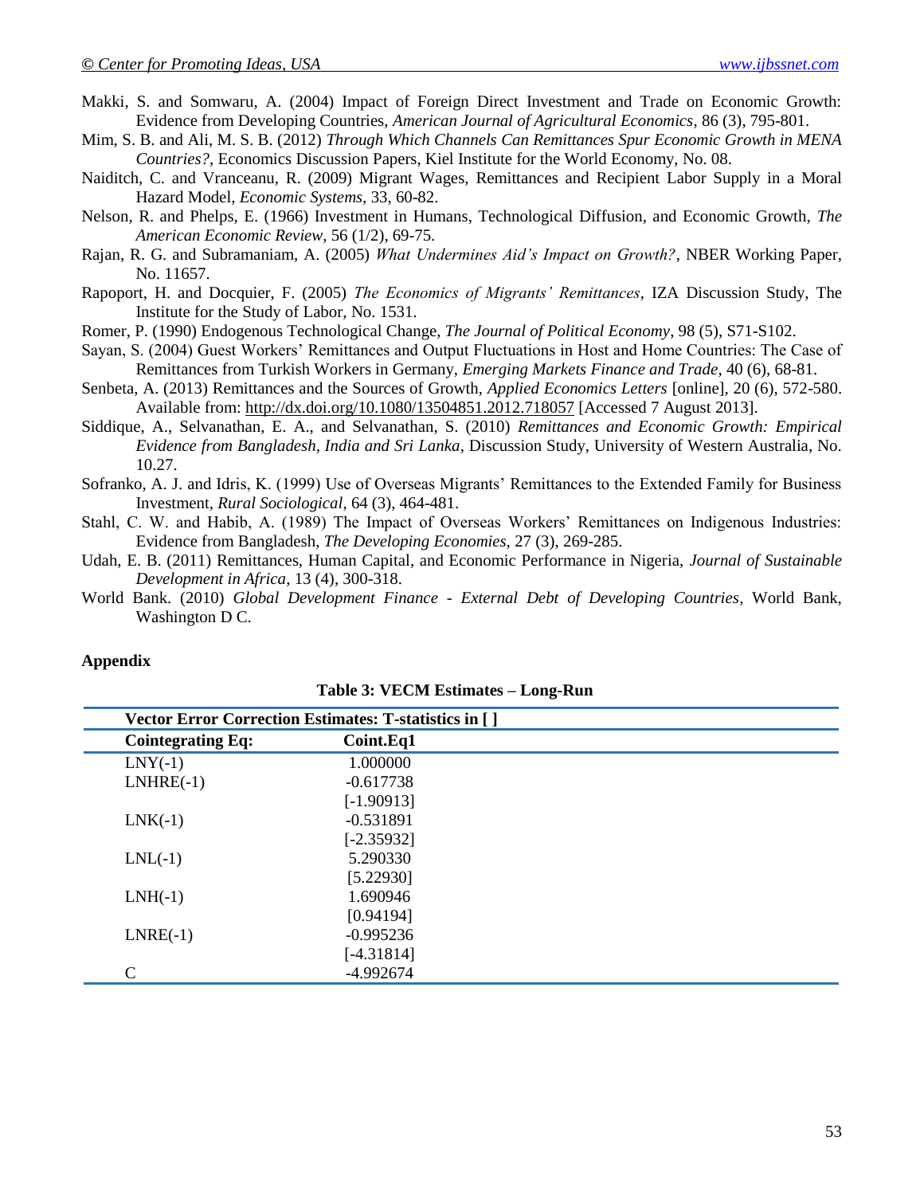Makki, S. and Somwaru, A. (2004) Impact of Foreign Direct Investment and Trade on Economic Growth: Evidence from Developing Countries, *American Journal of Agricultural Economics*, 86 (3), 795-801.

Mim, S. B. and Ali, M. S. B. (2012) *Through Which Channels Can Remittances Spur Economic Growth in MENA Countries?*, Economics Discussion Papers, Kiel Institute for the World Economy, No. 08.

Naiditch, C. and Vranceanu, R. (2009) Migrant Wages, Remittances and Recipient Labor Supply in a Moral Hazard Model, *Economic Systems*, 33, 60-82.

Nelson, R. and Phelps, E. (1966) Investment in Humans, Technological Diffusion, and Economic Growth, *The American Economic Review*, 56 (1/2), 69-75.

Rajan, R. G. and Subramaniam, A. (2005) *What Undermines Aid's Impact on Growth?*, NBER Working Paper, No. 11657.

Rapoport, H. and Docquier, F. (2005) *The Economics of Migrants' Remittances*, IZA Discussion Study, The Institute for the Study of Labor, No. 1531.

Romer, P. (1990) Endogenous Technological Change, *The Journal of Political Economy*, 98 (5), S71-S102.

Sayan, S. (2004) Guest Workers' Remittances and Output Fluctuations in Host and Home Countries: The Case of Remittances from Turkish Workers in Germany, *Emerging Markets Finance and Trade*, 40 (6), 68-81.

Senbeta, A. (2013) Remittances and the Sources of Growth, *Applied Economics Letters* [online], 20 (6), 572-580. Available from: http://dx.doi.org/10.1080/13504851.2012.718057 [Accessed 7 August 2013].

Siddique, A., Selvanathan, E. A., and Selvanathan, S. (2010) *Remittances and Economic Growth: Empirical Evidence from Bangladesh, India and Sri Lanka*, Discussion Study, University of Western Australia, No. 10.27.

Sofranko, A. J. and Idris, K. (1999) Use of Overseas Migrants' Remittances to the Extended Family for Business Investment, *Rural Sociological*, 64 (3), 464-481.

Stahl, C. W. and Habib, A. (1989) The Impact of Overseas Workers' Remittances on Indigenous Industries: Evidence from Bangladesh, *The Developing Economies*, 27 (3), 269-285.

Udah, E. B. (2011) Remittances, Human Capital, and Economic Performance in Nigeria, *Journal of Sustainable Development in Africa*, 13 (4), 300-318.

World Bank. (2010) *Global Development Finance - External Debt of Developing Countries*, World Bank, Washington D C.

## Appendix

**Table 3: VECM Estimates – Long-Run**

| Vector Error Correction Estimates: T-statistics in [ ] | |
|---|---|
| **Cointegrating Eq:** | **Coint.Eq1** |
| LNY(-1) | 1.000000 |
| LNHRE(-1) | -0.617738 |
| | [-1.90913] |
| LNK(-1) | -0.531891 |
| | [-2.35932] |
| LNL(-1) | 5.290330 |
| | [5.22930] |
| LNH(-1) | 1.690946 |
| | [0.94194] |
| LNRE(-1) | -0.995236 |
| | [-4.31814] |
| C | -4.992674 |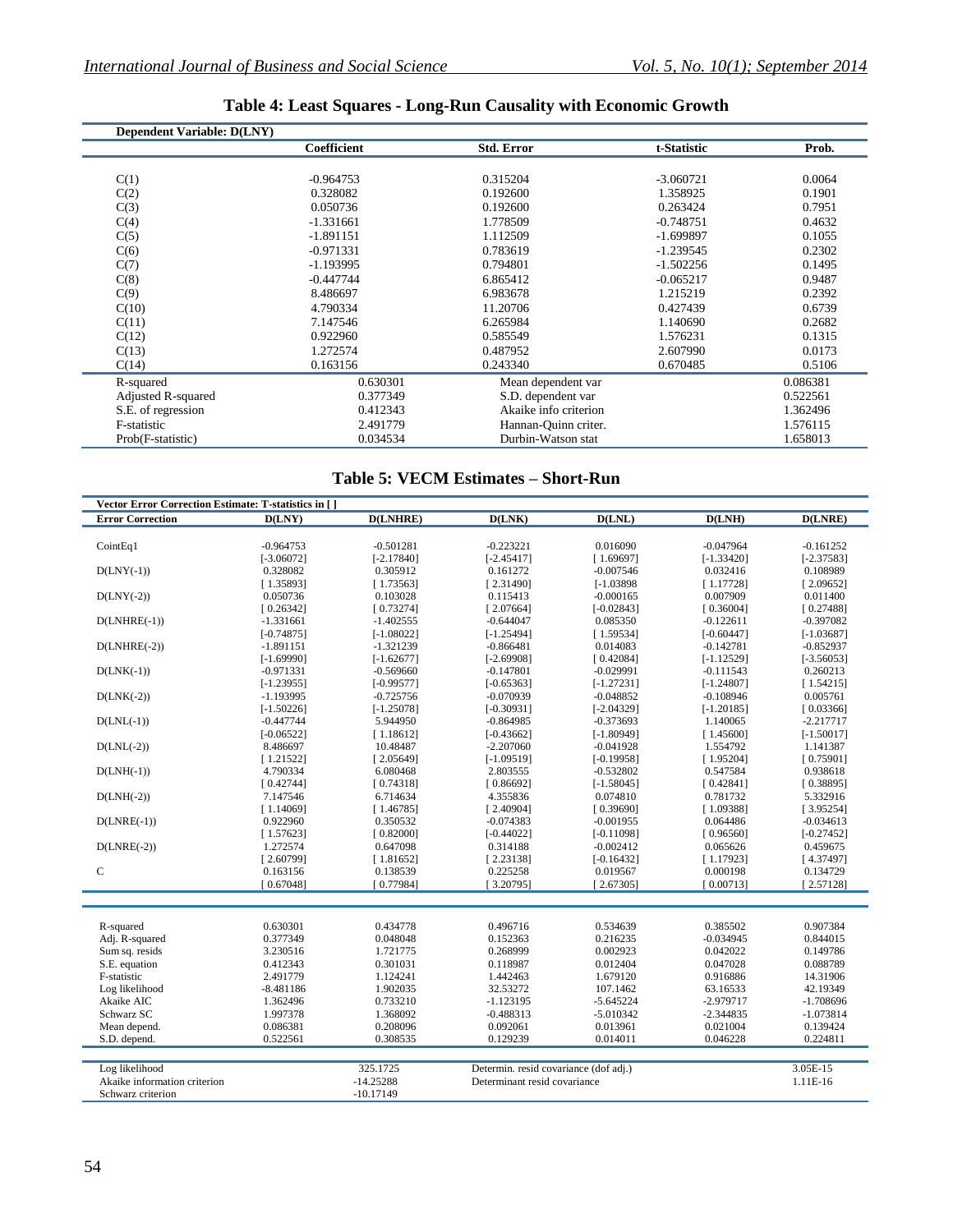### Table 4: Least Squares - Long-Run Causality with Economic Growth

Dependent Variable: D(LNY)

| | Coefficient | Std. Error | t-Statistic | Prob. |
|---|---|---|---|---|
| C(1) | -0.964753 | 0.315204 | -3.060721 | 0.0064 |
| C(2) | 0.328082 | 0.192600 | 1.358925 | 0.1901 |
| C(3) | 0.050736 | 0.192600 | 0.263424 | 0.7951 |
| C(4) | -1.331661 | 1.778509 | -0.748751 | 0.4632 |
| C(5) | -1.891151 | 1.112509 | -1.699897 | 0.1055 |
| C(6) | -0.971331 | 0.783619 | -1.239545 | 0.2302 |
| C(7) | -1.193995 | 0.794801 | -1.502256 | 0.1495 |
| C(8) | -0.447744 | 6.865412 | -0.065217 | 0.9487 |
| C(9) | 8.486697 | 6.983678 | 1.215219 | 0.2392 |
| C(10) | 4.790334 | 11.20706 | 0.427439 | 0.6739 |
| C(11) | 7.147546 | 6.265984 | 1.140690 | 0.2682 |
| C(12) | 0.922960 | 0.585549 | 1.576231 | 0.1315 |
| C(13) | 1.272574 | 0.487952 | 2.607990 | 0.0173 |
| C(14) | 0.163156 | 0.243340 | 0.670485 | 0.5106 |
| R-squared | 0.630301 | Mean dependent var | | 0.086381 |
| Adjusted R-squared | 0.377349 | S.D. dependent var | | 0.522561 |
| S.E. of regression | 0.412343 | Akaike info criterion | | 1.362496 |
| F-statistic | 2.491779 | Hannan-Quinn criter. | | 1.576115 |
| Prob(F-statistic) | 0.034534 | Durbin-Watson stat | | 1.658013 |

### Table 5: VECM Estimates – Short-Run

Vector Error Correction Estimate: T-statistics in [ ]

| Error Correction | D(LNY) | D(LNHRE) | D(LNK) | D(LNL) | D(LNH) | D(LNRE) |
|---|---|---|---|---|---|---|
| CointEq1 | -0.964753 | -0.501281 | -0.223221 | 0.016090 | -0.047964 | -0.161252 |
| | [-3.06072] | [-2.17840] | [-2.45417] | [ 1.69697] | [-1.33420] | [-2.37583] |
| D(LNY(-1)) | 0.328082 | 0.305912 | 0.161272 | -0.007546 | 0.032416 | 0.108989 |
| | [ 1.35893] | [ 1.73563] | [ 2.31490] | [-1.03898 | [ 1.17728] | [ 2.09652] |
| D(LNY(-2)) | 0.050736 | 0.103028 | 0.115413 | -0.000165 | 0.007909 | 0.011400 |
| | [ 0.26342] | [ 0.73274] | [ 2.07664] | [-0.02843] | [ 0.36004] | [ 0.27488] |
| D(LNHRE(-1)) | -1.331661 | -1.402555 | -0.644047 | 0.085350 | -0.122611 | -0.397082 |
| | [-0.74875] | [-1.08022] | [-1.25494] | [ 1.59534] | [-0.60447] | [-1.03687] |
| D(LNHRE(-2)) | -1.891151 | -1.321239 | -0.866481 | 0.014083 | -0.142781 | -0.852937 |
| | [-1.69990] | [-1.62677] | [-2.69908] | [ 0.42084] | [-1.12529] | [-3.56053] |
| D(LNK(-1)) | -0.971331 | -0.569660 | -0.147801 | -0.029991 | -0.111543 | 0.260213 |
| | [-1.23955] | [-0.99577] | [-0.65363] | [-1.27231] | [-1.24807] | [ 1.54215] |
| D(LNK(-2)) | -1.193995 | -0.725756 | -0.070939 | -0.048852 | -0.108946 | 0.005761 |
| | [-1.50226] | [-1.25078] | [-0.30931] | [-2.04329] | [-1.20185] | [ 0.03366] |
| D(LNL(-1)) | -0.447744 | 5.944950 | -0.864985 | -0.373693 | 1.140065 | -2.217717 |
| | [-0.06522] | [ 1.18612] | [-0.43662] | [-1.80949] | [ 1.45600] | [-1.50017] |
| D(LNL(-2)) | 8.486697 | 10.48487 | -2.207060 | -0.041928 | 1.554792 | 1.141387 |
| | [ 1.21522] | [ 2.05649] | [-1.09519] | [-0.19958] | [ 1.95204] | [ 0.75901] |
| D(LNH(-1)) | 4.790334 | 6.080468 | 2.803555 | -0.532802 | 0.547584 | 0.938618 |
| | [ 0.42744] | [ 0.74318] | [ 0.86692] | [-1.58045] | [ 0.42841] | [ 0.38895] |
| D(LNH(-2)) | 7.147546 | 6.714634 | 4.355836 | 0.074810 | 0.781732 | 5.332916 |
| | [ 1.14069] | [ 1.46785] | [ 2.40904] | [ 0.39690] | [ 1.09388] | [ 3.95254] |
| D(LNRE(-1)) | 0.922960 | 0.350532 | -0.074383 | -0.001955 | 0.064486 | -0.034613 |
| | [ 1.57623] | [ 0.82000] | [-0.44022] | [-0.11098] | [ 0.96560] | [-0.27452] |
| D(LNRE(-2)) | 1.272574 | 0.647098 | 0.314188 | -0.002412 | 0.065626 | 0.459675 |
| | [ 2.60799] | [ 1.81652] | [ 2.23138] | [-0.16432] | [ 1.17923] | [ 4.37497] |
| C | 0.163156 | 0.138539 | 0.225258 | 0.019567 | 0.000198 | 0.134729 |
| | [ 0.67048] | [ 0.77984] | [ 3.20795] | [ 2.67305] | [ 0.00713] | [ 2.57128] |
| R-squared | 0.630301 | 0.434778 | 0.496716 | 0.534639 | 0.385502 | 0.907384 |
| Adj. R-squared | 0.377349 | 0.048048 | 0.152363 | 0.216235 | -0.034945 | 0.844015 |
| Sum sq. resids | 3.230516 | 1.721775 | 0.268999 | 0.002923 | 0.042022 | 0.149786 |
| S.E. equation | 0.412343 | 0.301031 | 0.118987 | 0.012404 | 0.047028 | 0.088789 |
| F-statistic | 2.491779 | 1.124241 | 1.442463 | 1.679120 | 0.916886 | 14.31906 |
| Log likelihood | -8.481186 | 1.902035 | 32.53272 | 107.1462 | 63.16533 | 42.19349 |
| Akaike AIC | 1.362496 | 0.733210 | -1.123195 | -5.645224 | -2.979717 | -1.708696 |
| Schwarz SC | 1.997378 | 1.368092 | -0.488313 | -5.010342 | -2.344835 | -1.073814 |
| Mean depend. | 0.086381 | 0.208096 | 0.092061 | 0.013961 | 0.021004 | 0.139424 |
| S.D. depend. | 0.522561 | 0.308535 | 0.129239 | 0.014011 | 0.046228 | 0.224811 |

| | | | |
|---|---|---|---|
| Log likelihood | 325.1725 | Determin. resid covariance (dof adj.) | 3.05E-15 |
| Akaike information criterion | -14.25288 | Determinant resid covariance | 1.11E-16 |
| Schwarz criterion | -10.17149 | | |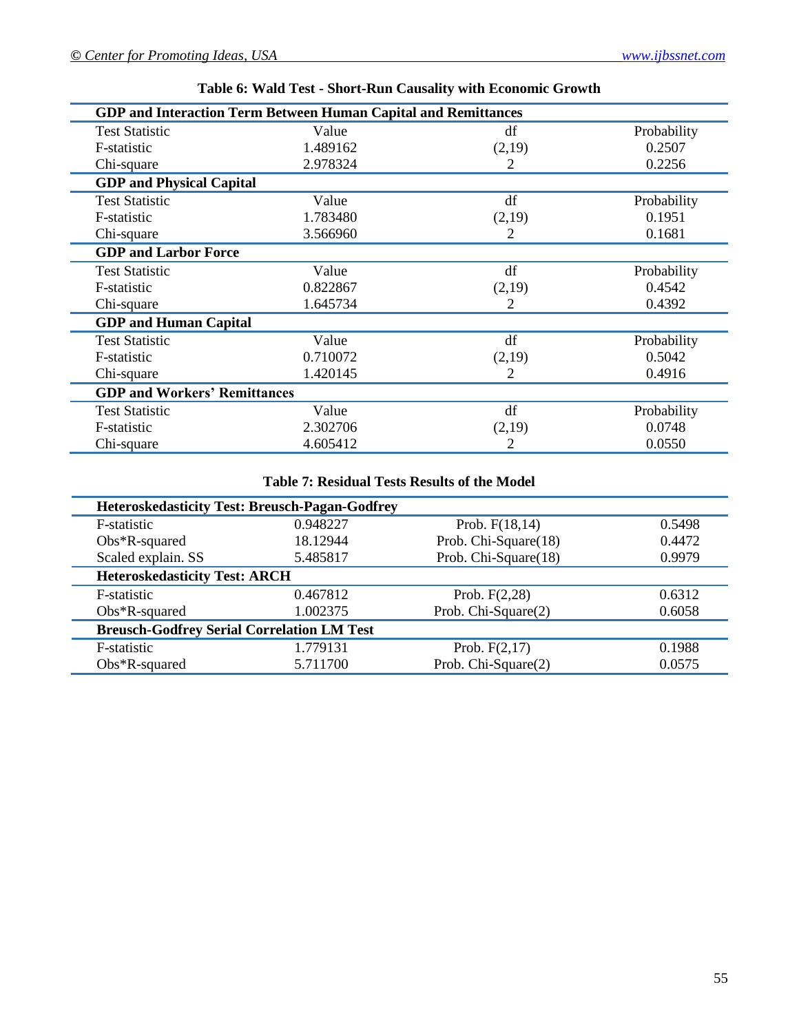**Table 6: Wald Test - Short-Run Causality with Economic Growth**

| **GDP and Interaction Term Between Human Capital and Remittances** | | | |
|---|---|---|---|
| Test Statistic | Value | df | Probability |
| F-statistic | 1.489162 | (2,19) | 0.2507 |
| Chi-square | 2.978324 | 2 | 0.2256 |
| **GDP and Physical Capital** | | | |
| Test Statistic | Value | df | Probability |
| F-statistic | 1.783480 | (2,19) | 0.1951 |
| Chi-square | 3.566960 | 2 | 0.1681 |
| **GDP and Larbor Force** | | | |
| Test Statistic | Value | df | Probability |
| F-statistic | 0.822867 | (2,19) | 0.4542 |
| Chi-square | 1.645734 | 2 | 0.4392 |
| **GDP and Human Capital** | | | |
| Test Statistic | Value | df | Probability |
| F-statistic | 0.710072 | (2,19) | 0.5042 |
| Chi-square | 1.420145 | 2 | 0.4916 |
| **GDP and Workers' Remittances** | | | |
| Test Statistic | Value | df | Probability |
| F-statistic | 2.302706 | (2,19) | 0.0748 |
| Chi-square | 4.605412 | 2 | 0.0550 |

**Table 7: Residual Tests Results of the Model**

| **Heteroskedasticity Test: Breusch-Pagan-Godfrey** | | | |
|---|---|---|---|
| F-statistic | 0.948227 | Prob. F(18,14) | 0.5498 |
| Obs*R-squared | 18.12944 | Prob. Chi-Square(18) | 0.4472 |
| Scaled explain. SS | 5.485817 | Prob. Chi-Square(18) | 0.9979 |
| **Heteroskedasticity Test: ARCH** | | | |
| F-statistic | 0.467812 | Prob. F(2,28) | 0.6312 |
| Obs*R-squared | 1.002375 | Prob. Chi-Square(2) | 0.6058 |
| **Breusch-Godfrey Serial Correlation LM Test** | | | |
| F-statistic | 1.779131 | Prob. F(2,17) | 0.1988 |
| Obs*R-squared | 5.711700 | Prob. Chi-Square(2) | 0.0575 |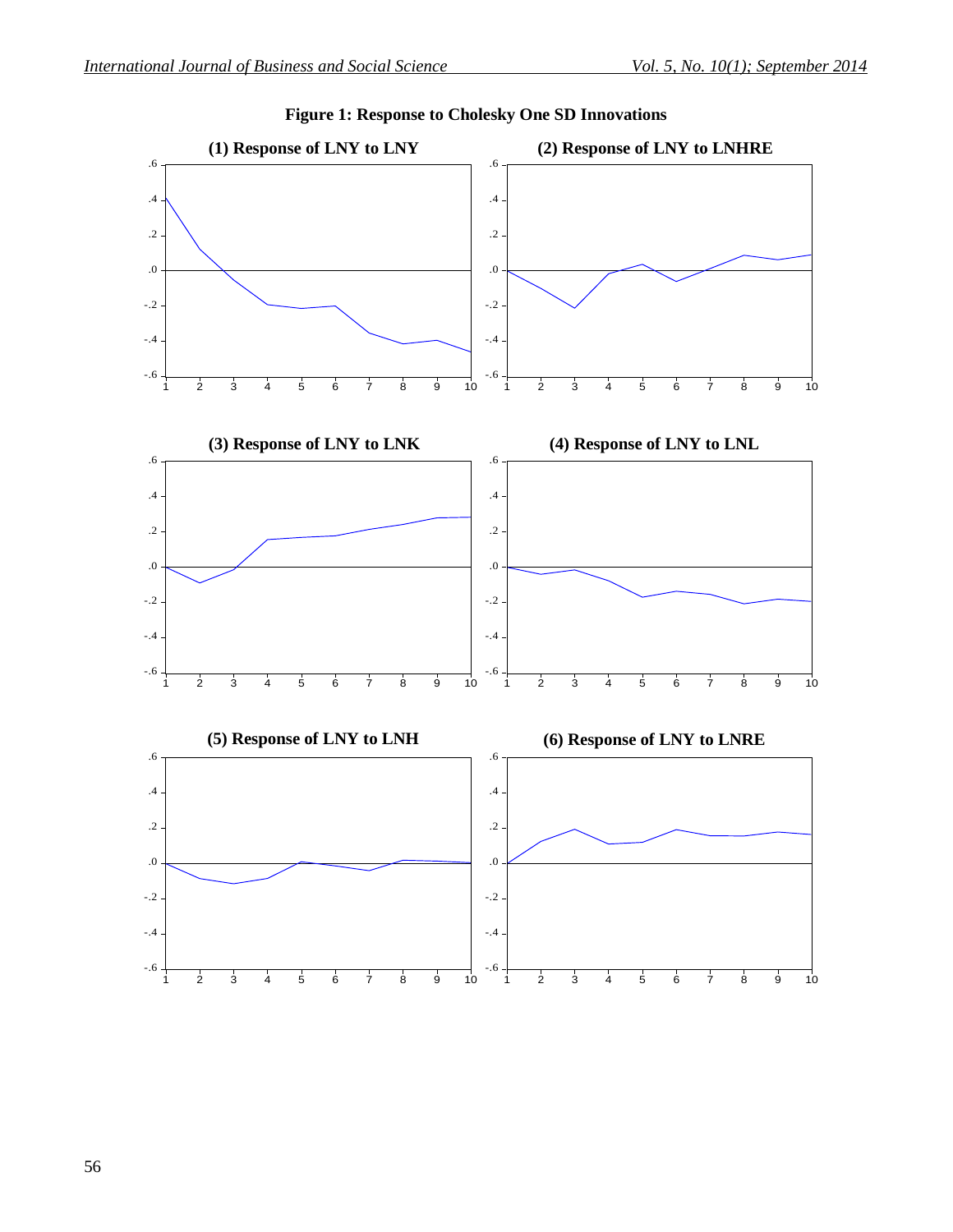**Figure 1: Response to Cholesky One SD Innovations**

**(1) Response of LNY to LNY**

.6
.4
.2
.0
-.2
-.4
-.6
1 2 3 4 5 6 7 8 9 10

**(2) Response of LNY to LNHRE**

.6
.4
.2
.0
-.2
-.4
-.6
1 2 3 4 5 6 7 8 9 10

**(3) Response of LNY to LNK**

.6
.4
.2
.0
-.2
-.4
-.6
1 2 3 4 5 6 7 8 9 10

**(4) Response of LNY to LNL**

.6
.4
.2
.0
-.2
-.4
-.6
1 2 3 4 5 6 7 8 9 10

**(5) Response of LNY to LNH**

.6
.4
.2
.0
-.2
-.4
-.6
1 2 3 4 5 6 7 8 9 10

**(6) Response of LNY to LNRE**

.6
.4
.2
.0
-.2
-.4
-.6
1 2 3 4 5 6 7 8 9 10